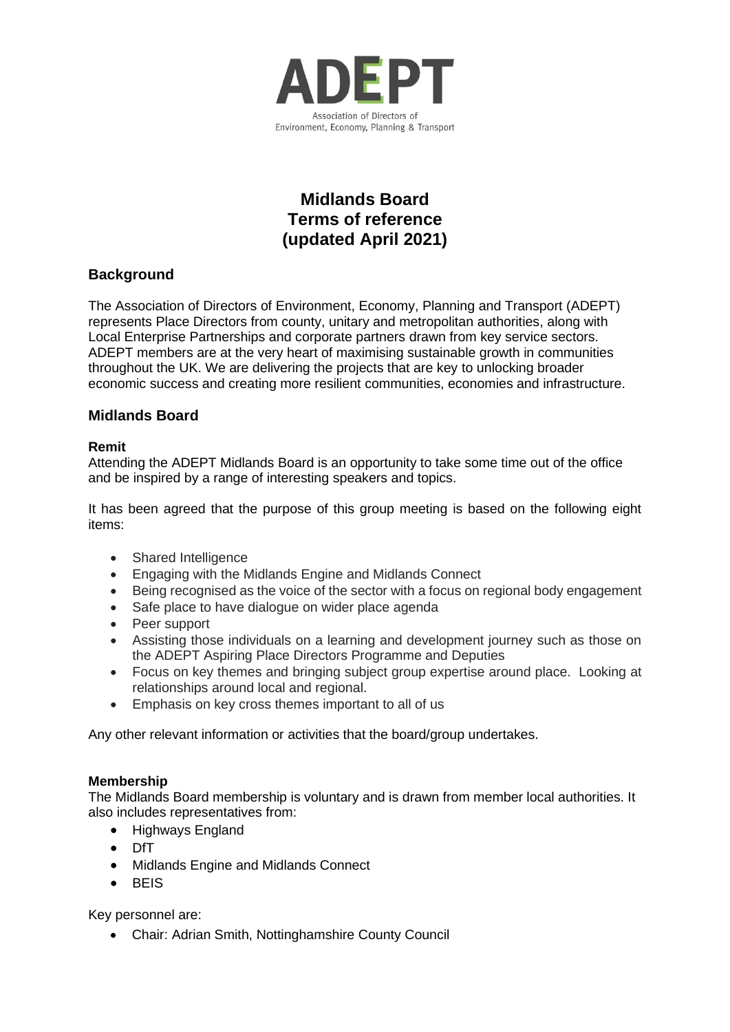ADEPT

Association of Directors of Environment, Economy, Planning & Transport

# Midlands Board
# Terms of reference
# (updated April 2021)

## Background

The Association of Directors of Environment, Economy, Planning and Transport (ADEPT) represents Place Directors from county, unitary and metropolitan authorities, along with Local Enterprise Partnerships and corporate partners drawn from key service sectors. ADEPT members are at the very heart of maximising sustainable growth in communities throughout the UK. We are delivering the projects that are key to unlocking broader economic success and creating more resilient communities, economies and infrastructure.

## Midlands Board

### Remit

Attending the ADEPT Midlands Board is an opportunity to take some time out of the office and be inspired by a range of interesting speakers and topics.

It has been agreed that the purpose of this group meeting is based on the following eight items:

- Shared Intelligence
- Engaging with the Midlands Engine and Midlands Connect
- Being recognised as the voice of the sector with a focus on regional body engagement
- Safe place to have dialogue on wider place agenda
- Peer support
- Assisting those individuals on a learning and development journey such as those on the ADEPT Aspiring Place Directors Programme and Deputies
- Focus on key themes and bringing subject group expertise around place. Looking at relationships around local and regional.
- Emphasis on key cross themes important to all of us

Any other relevant information or activities that the board/group undertakes.

### Membership

The Midlands Board membership is voluntary and is drawn from member local authorities. It also includes representatives from:

- Highways England
- DfT
- Midlands Engine and Midlands Connect
- BEIS

Key personnel are:

- Chair: Adrian Smith, Nottinghamshire County Council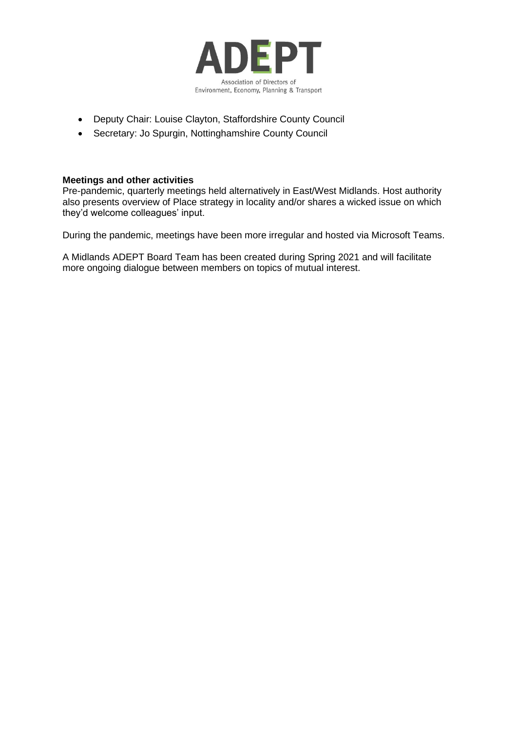- Deputy Chair: Louise Clayton, Staffordshire County Council
- Secretary: Jo Spurgin, Nottinghamshire County Council

**Meetings and other activities**

Pre-pandemic, quarterly meetings held alternatively in East/West Midlands. Host authority also presents overview of Place strategy in locality and/or shares a wicked issue on which they'd welcome colleagues' input.

During the pandemic, meetings have been more irregular and hosted via Microsoft Teams.

A Midlands ADEPT Board Team has been created during Spring 2021 and will facilitate more ongoing dialogue between members on topics of mutual interest.